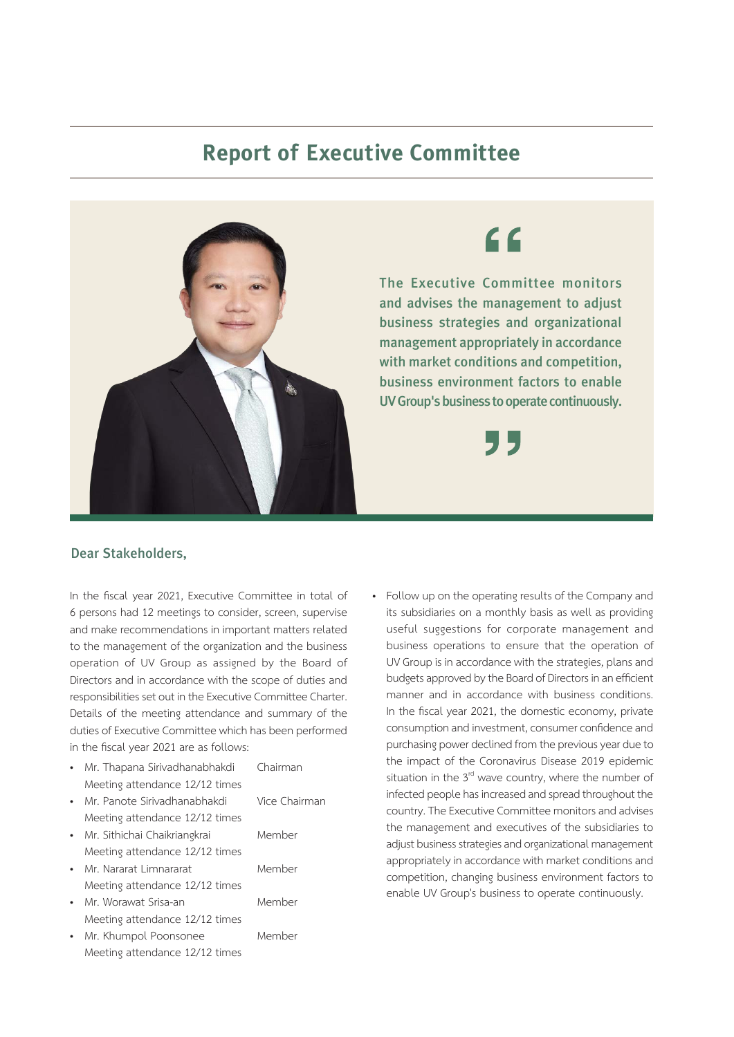# Report of Executive Committee

> The Executive Committee monitors and advises the management to adjust business strategies and organizational management appropriately in accordance with market conditions and competition, business environment factors to enable UV Group's business to operate continuously.

## Dear Stakeholders,

In the fiscal year 2021, Executive Committee in total of 6 persons had 12 meetings to consider, screen, supervise and make recommendations in important matters related to the management of the organization and the business operation of UV Group as assigned by the Board of Directors and in accordance with the scope of duties and responsibilities set out in the Executive Committee Charter. Details of the meeting attendance and summary of the duties of Executive Committee which has been performed in the fiscal year 2021 are as follows:

- Mr. Thapana Sirivadhanabhakdi — Chairman
  Meeting attendance 12/12 times
- Mr. Panote Sirivadhanabhakdi — Vice Chairman
  Meeting attendance 12/12 times
- Mr. Sithichai Chaikriangkrai — Member
  Meeting attendance 12/12 times
- Mr. Nararat Limnararat — Member
  Meeting attendance 12/12 times
- Mr. Worawat Srisa-an — Member
  Meeting attendance 12/12 times
- Mr. Khumpol Poonsonee — Member
  Meeting attendance 12/12 times

- Follow up on the operating results of the Company and its subsidiaries on a monthly basis as well as providing useful suggestions for corporate management and business operations to ensure that the operation of UV Group is in accordance with the strategies, plans and budgets approved by the Board of Directors in an efficient manner and in accordance with business conditions. In the fiscal year 2021, the domestic economy, private consumption and investment, consumer confidence and purchasing power declined from the previous year due to the impact of the Coronavirus Disease 2019 epidemic situation in the 3rd wave country, where the number of infected people has increased and spread throughout the country. The Executive Committee monitors and advises the management and executives of the subsidiaries to adjust business strategies and organizational management appropriately in accordance with market conditions and competition, changing business environment factors to enable UV Group's business to operate continuously.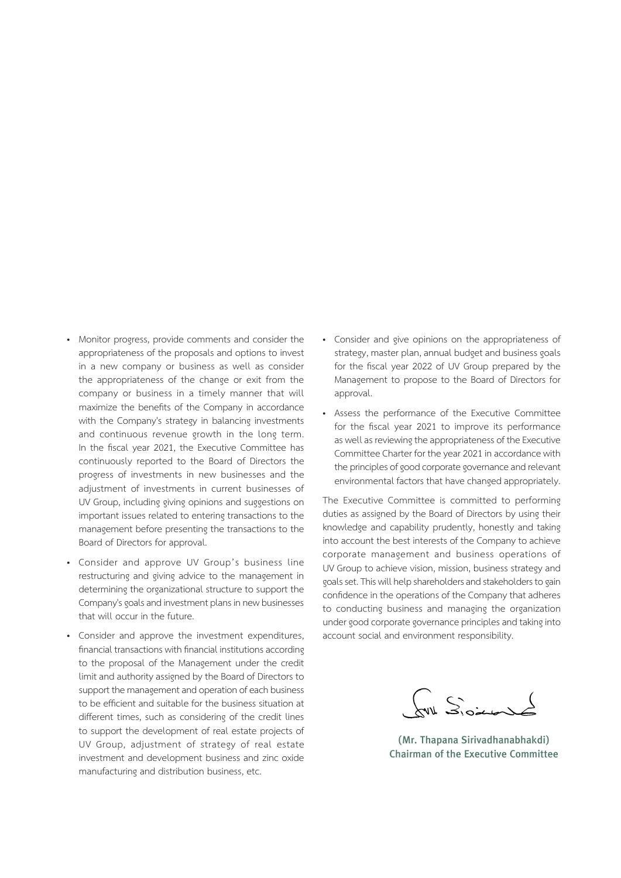- Monitor progress, provide comments and consider the appropriateness of the proposals and options to invest in a new company or business as well as consider the appropriateness of the change or exit from the company or business in a timely manner that will maximize the benefits of the Company in accordance with the Company's strategy in balancing investments and continuous revenue growth in the long term. In the fiscal year 2021, the Executive Committee has continuously reported to the Board of Directors the progress of investments in new businesses and the adjustment of investments in current businesses of UV Group, including giving opinions and suggestions on important issues related to entering transactions to the management before presenting the transactions to the Board of Directors for approval.
- Consider and approve UV Group's business line restructuring and giving advice to the management in determining the organizational structure to support the Company's goals and investment plans in new businesses that will occur in the future.
- Consider and approve the investment expenditures, financial transactions with financial institutions according to the proposal of the Management under the credit limit and authority assigned by the Board of Directors to support the management and operation of each business to be efficient and suitable for the business situation at different times, such as considering of the credit lines to support the development of real estate projects of UV Group, adjustment of strategy of real estate investment and development business and zinc oxide manufacturing and distribution business, etc.
- Consider and give opinions on the appropriateness of strategy, master plan, annual budget and business goals for the fiscal year 2022 of UV Group prepared by the Management to propose to the Board of Directors for approval.
- Assess the performance of the Executive Committee for the fiscal year 2021 to improve its performance as well as reviewing the appropriateness of the Executive Committee Charter for the year 2021 in accordance with the principles of good corporate governance and relevant environmental factors that have changed appropriately.

The Executive Committee is committed to performing duties as assigned by the Board of Directors by using their knowledge and capability prudently, honestly and taking into account the best interests of the Company to achieve corporate management and business operations of UV Group to achieve vision, mission, business strategy and goals set. This will help shareholders and stakeholders to gain confidence in the operations of the Company that adheres to conducting business and managing the organization under good corporate governance principles and taking into account social and environment responsibility.

**(Mr. Thapana Sirivadhanabhakdi)**
**Chairman of the Executive Committee**